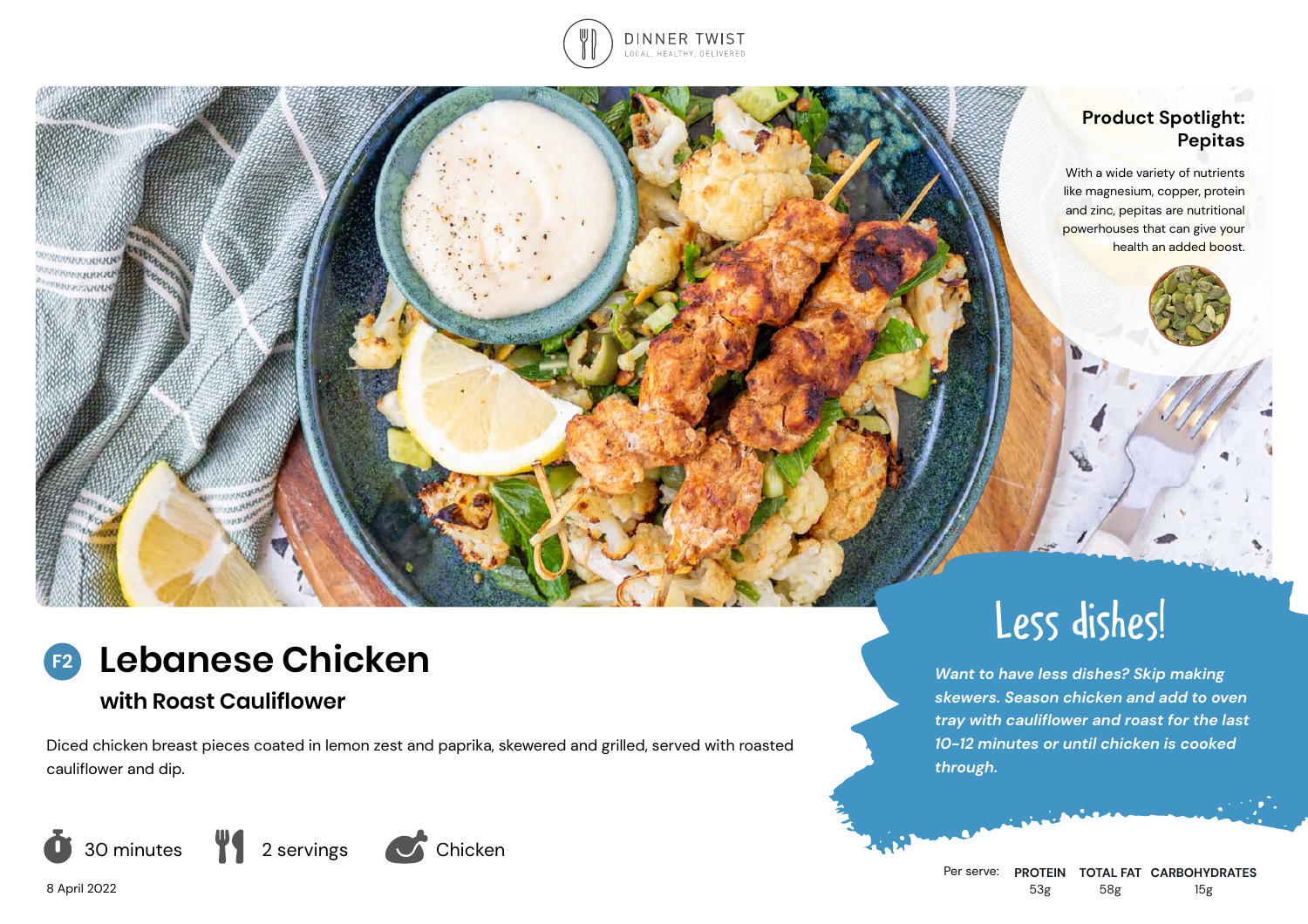DINNER TWIST
LOCAL, HEALTHY, DELIVERED

## Product Spotlight: Pepitas

With a wide variety of nutrients like magnesium, copper, protein and zinc, pepitas are nutritional powerhouses that can give your health an added boost.

# F2 Lebanese Chicken

## with Roast Cauliflower

Diced chicken breast pieces coated in lemon zest and paprika, skewered and grilled, served with roasted cauliflower and dip.

30 minutes | 2 servings | Chicken

8 April 2022

## Less dishes!

*Want to have less dishes? Skip making skewers. Season chicken and add to oven tray with cauliflower and roast for the last 10-12 minutes or until chicken is cooked through.*

| Per serve: | PROTEIN | TOTAL FAT | CARBOHYDRATES |
| --- | --- | --- | --- |
| | 53g | 58g | 15g |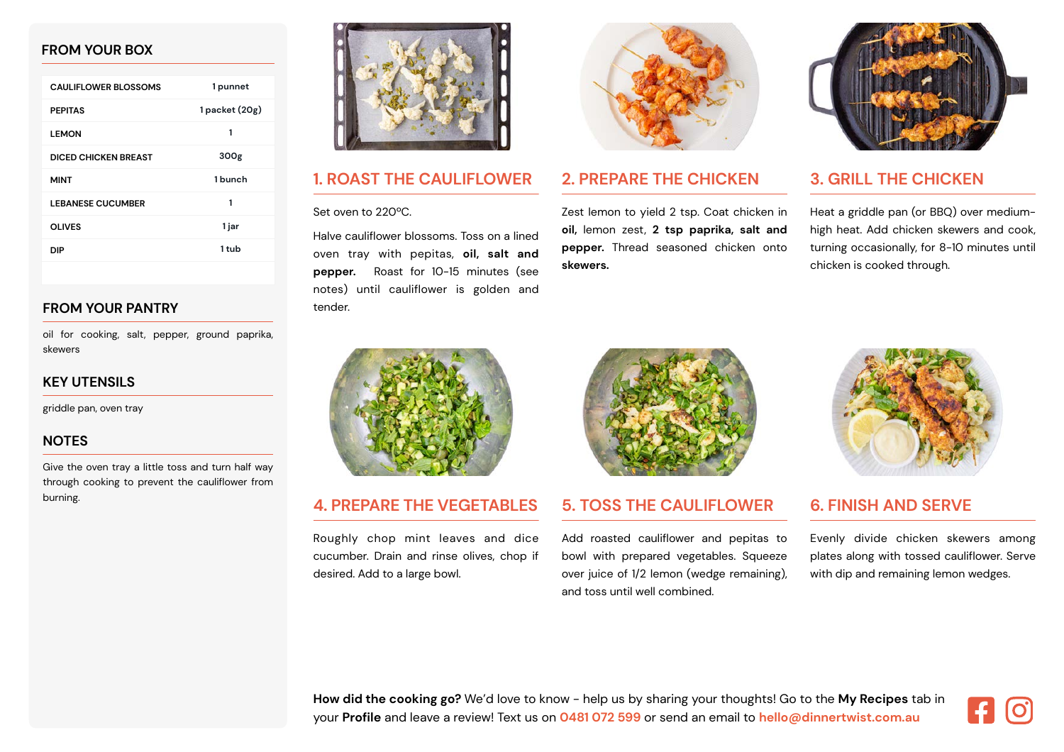## FROM YOUR BOX

| | |
|---|---|
| CAULIFLOWER BLOSSOMS | 1 punnet |
| PEPITAS | 1 packet (20g) |
| LEMON | 1 |
| DICED CHICKEN BREAST | 300g |
| MINT | 1 bunch |
| LEBANESE CUCUMBER | 1 |
| OLIVES | 1 jar |
| DIP | 1 tub |

## FROM YOUR PANTRY

oil for cooking, salt, pepper, ground paprika, skewers

## KEY UTENSILS

griddle pan, oven tray

## NOTES

Give the oven tray a little toss and turn half way through cooking to prevent the cauliflower from burning.

## 1. ROAST THE CAULIFLOWER

Set oven to 220°C.

Halve cauliflower blossoms. Toss on a lined oven tray with pepitas, **oil, salt and pepper.** Roast for 10-15 minutes (see notes) until cauliflower is golden and tender.

## 2. PREPARE THE CHICKEN

Zest lemon to yield 2 tsp. Coat chicken in **oil,** lemon zest, **2 tsp paprika, salt and pepper.** Thread seasoned chicken onto **skewers.**

## 3. GRILL THE CHICKEN

Heat a griddle pan (or BBQ) over medium-high heat. Add chicken skewers and cook, turning occasionally, for 8-10 minutes until chicken is cooked through.

## 4. PREPARE THE VEGETABLES

Roughly chop mint leaves and dice cucumber. Drain and rinse olives, chop if desired. Add to a large bowl.

## 5. TOSS THE CAULIFLOWER

Add roasted cauliflower and pepitas to bowl with prepared vegetables. Squeeze over juice of 1/2 lemon (wedge remaining), and toss until well combined.

## 6. FINISH AND SERVE

Evenly divide chicken skewers among plates along with tossed cauliflower. Serve with dip and remaining lemon wedges.

**How did the cooking go?** We'd love to know - help us by sharing your thoughts! Go to the **My Recipes** tab in your **Profile** and leave a review! Text us on 0481 072 599 or send an email to hello@dinnertwist.com.au